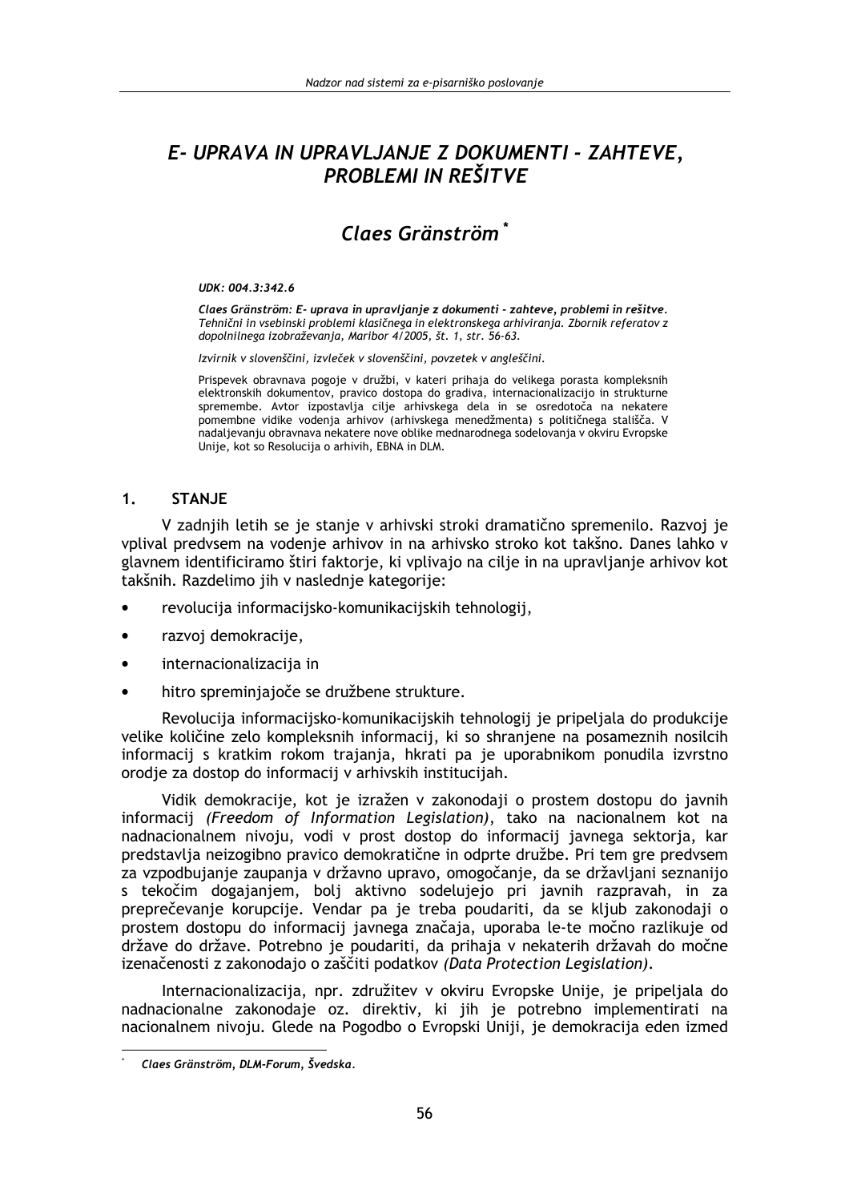# E- UPRAVA IN UPRAVLJANJE Z DOKUMENTI - ZAHTEVE, PROBLEMI IN REŠITVE

## Claes Gränström*

*UDK: 004.3:342.6*

*Claes Gränström: E- uprava in upravljanje z dokumenti - zahteve, problemi in rešitve. Tehnični in vsebinski problemi klasičnega in elektronskega arhiviranja. Zbornik referatov z dopolnilnega izobraževanja, Maribor 4/2005, št. 1, str. 56-63.*

*Izvirnik v slovenščini, izvleček v slovenščini, povzetek v angleščini.*

Prispevek obravnava pogoje v družbi, v kateri prihaja do velikega porasta kompleksnih elektronskih dokumentov, pravico dostopa do gradiva, internacionalizacijo in strukturne spremembe. Avtor izpostavlja cilje arhivskega dela in se osredotoča na nekatere pomembne vidike vodenja arhivov (arhivskega menedžmenta) s političnega stališča. V nadaljevanju obravnava nekatere nove oblike mednarodnega sodelovanja v okviru Evropske Unije, kot so Resolucija o arhivih, EBNA in DLM.

## 1. STANJE

V zadnjih letih se je stanje v arhivski stroki dramatično spremenilo. Razvoj je vplival predvsem na vodenje arhivov in na arhivsko stroko kot takšno. Danes lahko v glavnem identificiramo štiri faktorje, ki vplivajo na cilje in na upravljanje arhivov kot takšnih. Razdelimo jih v naslednje kategorije:

- revolucija informacijsko-komunikacijskih tehnologij,
- razvoj demokracije,
- internacionalizacija in
- hitro spreminjajoče se družbene strukture.

Revolucija informacijsko-komunikacijskih tehnologij je pripeljala do produkcije velike količine zelo kompleksnih informacij, ki so shranjene na posameznih nosilcih informacij s kratkim rokom trajanja, hkrati pa je uporabnikom ponudila izvrstno orodje za dostop do informacij v arhivskih institucijah.

Vidik demokracije, kot je izražen v zakonodaji o prostem dostopu do javnih informacij *(Freedom of Information Legislation)*, tako na nacionalnem kot na nadnacionalnem nivoju, vodi v prost dostop do informacij javnega sektorja, kar predstavlja neizogibno pravico demokratične in odprte družbe. Pri tem gre predvsem za vzpodbujanje zaupanja v državno upravo, omogočanje, da se državljani seznanijo s tekočim dogajanjem, bolj aktivno sodelujejo pri javnih razpravah, in za preprečevanje korupcije. Vendar pa je treba poudariti, da se kljub zakonodaji o prostem dostopu do informacij javnega značaja, uporaba le-te močno razlikuje od države do države. Potrebno je poudariti, da prihaja v nekaterih državah do močne izenačenosti z zakonodajo o zaščiti podatkov *(Data Protection Legislation)*.

Internacionalizacija, npr. združitev v okviru Evropske Unije, je pripeljala do nadnacionalne zakonodaje oz. direktiv, ki jih je potrebno implementirati na nacionalnem nivoju. Glede na Pogodbo o Evropski Uniji, je demokracija eden izmed

---

* *Claes Gränström, DLM-Forum, Švedska.*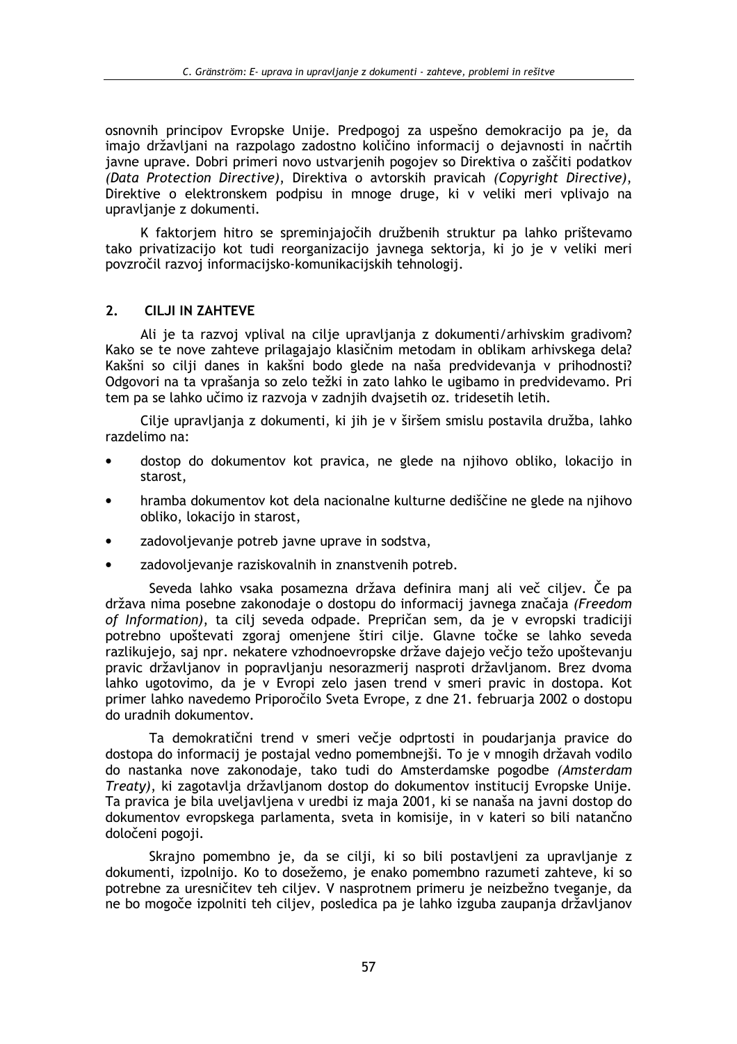osnovnih principov Evropske Unije. Predpogoj za uspešno demokracijo pa je, da imajo državljani na razpolago zadostno količino informacij o dejavnosti in načrtih javne uprave. Dobri primeri novo ustvarjenih pogojev so Direktiva o zaščiti podatkov *(Data Protection Directive)*, Direktiva o avtorskih pravicah *(Copyright Directive)*, Direktive o elektronskem podpisu in mnoge druge, ki v veliki meri vplivajo na upravljanje z dokumenti.

K faktorjem hitro se spreminjajočih družbenih struktur pa lahko prištevamo tako privatizacijo kot tudi reorganizacijo javnega sektorja, ki jo je v veliki meri povzročil razvoj informacijsko-komunikacijskih tehnologij.

## 2. CILJI IN ZAHTEVE

Ali je ta razvoj vplival na cilje upravljanja z dokumenti/arhivskim gradivom? Kako se te nove zahteve prilagajajo klasičnim metodam in oblikam arhivskega dela? Kakšni so cilji danes in kakšni bodo glede na naša predvidevanja v prihodnosti? Odgovori na ta vprašanja so zelo težki in zato lahko le ugibamo in predvidevamo. Pri tem pa se lahko učimo iz razvoja v zadnjih dvajsetih oz. tridesetih letih.

Cilje upravljanja z dokumenti, ki jih je v širšem smislu postavila družba, lahko razdelimo na:

- dostop do dokumentov kot pravica, ne glede na njihovo obliko, lokacijo in starost,
- hramba dokumentov kot dela nacionalne kulturne dediščine ne glede na njihovo obliko, lokacijo in starost,
- zadovoljevanje potreb javne uprave in sodstva,
- zadovoljevanje raziskovalnih in znanstvenih potreb.

Seveda lahko vsaka posamezna država definira manj ali več ciljev. Če pa država nima posebne zakonodaje o dostopu do informacij javnega značaja *(Freedom of Information)*, ta cilj seveda odpade. Prepričan sem, da je v evropski tradiciji potrebno upoštevati zgoraj omenjene štiri cilje. Glavne točke se lahko seveda razlikujejo, saj npr. nekatere vzhodnoevropske države dajejo večjo težo upoštevanju pravic državljanov in popravljanju nesorazmerij nasproti državljanom. Brez dvoma lahko ugotovimo, da je v Evropi zelo jasen trend v smeri pravic in dostopa. Kot primer lahko navedemo Priporočilo Sveta Evrope, z dne 21. februarja 2002 o dostopu do uradnih dokumentov.

Ta demokratični trend v smeri večje odprtosti in poudarjanja pravice do dostopa do informacij je postajal vedno pomembnejši. To je v mnogih državah vodilo do nastanka nove zakonodaje, tako tudi do Amsterdamske pogodbe *(Amsterdam Treaty)*, ki zagotavlja državljanom dostop do dokumentov institucij Evropske Unije. Ta pravica je bila uveljavljena v uredbi iz maja 2001, ki se nanaša na javni dostop do dokumentov evropskega parlamenta, sveta in komisije, in v kateri so bili natančno določeni pogoji.

Skrajno pomembno je, da se cilji, ki so bili postavljeni za upravljanje z dokumenti, izpolnijo. Ko to dosežemo, je enako pomembno razumeti zahteve, ki so potrebne za uresničitev teh ciljev. V nasprotnem primeru je neizbežno tveganje, da ne bo mogoče izpolniti teh ciljev, posledica pa je lahko izguba zaupanja državljanov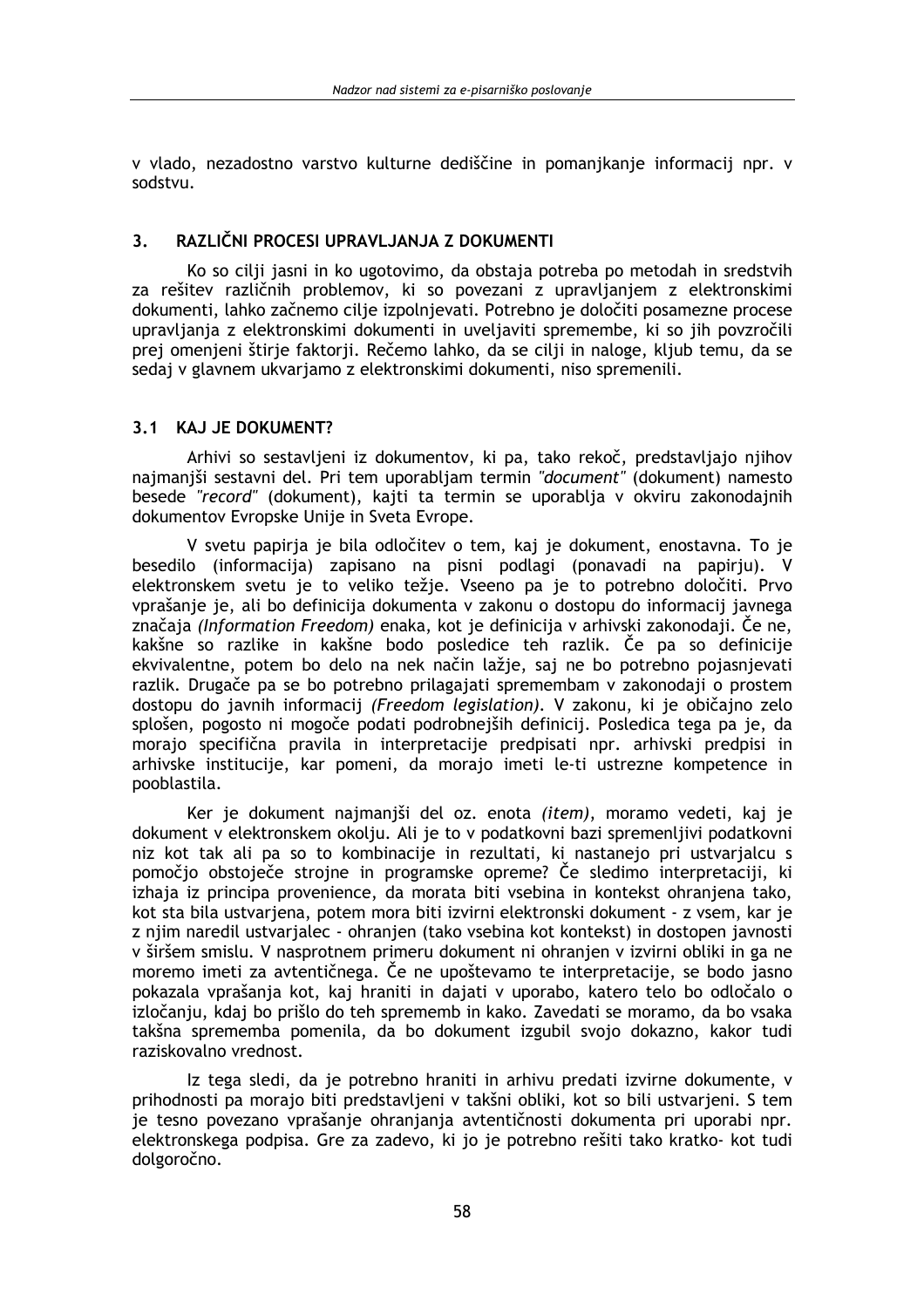v vlado, nezadostno varstvo kulturne dediščine in pomanjkanje informacij npr. v sodstvu.

## 3. RAZLIČNI PROCESI UPRAVLJANJA Z DOKUMENTI

Ko so cilji jasni in ko ugotovimo, da obstaja potreba po metodah in sredstvih za rešitev različnih problemov, ki so povezani z upravljanjem z elektronskimi dokumenti, lahko začnemo cilje izpolnjevati. Potrebno je določiti posamezne procese upravljanja z elektronskimi dokumenti in uveljaviti spremembe, ki so jih povzročili prej omenjeni štirje faktorji. Rečemo lahko, da se cilji in naloge, kljub temu, da se sedaj v glavnem ukvarjamo z elektronskimi dokumenti, niso spremenili.

### 3.1 KAJ JE DOKUMENT?

Arhivi so sestavljeni iz dokumentov, ki pa, tako rekoč, predstavljajo njihov najmanjši sestavni del. Pri tem uporabljam termin *"document"* (dokument) namesto besede *"record"* (dokument), kajti ta termin se uporablja v okviru zakonodajnih dokumentov Evropske Unije in Sveta Evrope.

V svetu papirja je bila odločitev o tem, kaj je dokument, enostavna. To je besedilo (informacija) zapisano na pisni podlagi (ponavadi na papirju). V elektronskem svetu je to veliko težje. Vseeno pa je to potrebno določiti. Prvo vprašanje je, ali bo definicija dokumenta v zakonu o dostopu do informacij javnega značaja *(Information Freedom)* enaka, kot je definicija v arhivski zakonodaji. Če ne, kakšne so razlike in kakšne bodo posledice teh razlik. Če pa so definicije ekvivalentne, potem bo delo na nek način lažje, saj ne bo potrebno pojasnjevati razlik. Drugače pa se bo potrebno prilagajati spremembam v zakonodaji o prostem dostopu do javnih informacij *(Freedom legislation)*. V zakonu, ki je običajno zelo splošen, pogosto ni mogoče podati podrobnejših definicij. Posledica tega pa je, da morajo specifična pravila in interpretacije predpisati npr. arhivski predpisi in arhivske institucije, kar pomeni, da morajo imeti le-ti ustrezne kompetence in pooblastila.

Ker je dokument najmanjši del oz. enota *(item)*, moramo vedeti, kaj je dokument v elektronskem okolju. Ali je to v podatkovni bazi spremenljivi podatkovni niz kot tak ali pa so to kombinacije in rezultati, ki nastanejo pri ustvarjalcu s pomočjo obstoječe strojne in programske opreme? Če sledimo interpretaciji, ki izhaja iz principa provenience, da morata biti vsebina in kontekst ohranjena tako, kot sta bila ustvarjena, potem mora biti izvirni elektronski dokument - z vsem, kar je z njim naredil ustvarjalec - ohranjen (tako vsebina kot kontekst) in dostopen javnosti v širšem smislu. V nasprotnem primeru dokument ni ohranjen v izvirni obliki in ga ne moremo imeti za avtentičnega. Če ne upoštevamo te interpretacije, se bodo jasno pokazala vprašanja kot, kaj hraniti in dajati v uporabo, katero telo bo odločalo o izločanju, kdaj bo prišlo do teh sprememb in kako. Zavedati se moramo, da bo vsaka takšna sprememba pomenila, da bo dokument izgubil svojo dokazno, kakor tudi raziskovalno vrednost.

Iz tega sledi, da je potrebno hraniti in arhivu predati izvirne dokumente, v prihodnosti pa morajo biti predstavljeni v takšni obliki, kot so bili ustvarjeni. S tem je tesno povezano vprašanje ohranjanja avtentičnosti dokumenta pri uporabi npr. elektronskega podpisa. Gre za zadevo, ki jo je potrebno rešiti tako kratko- kot tudi dolgoročno.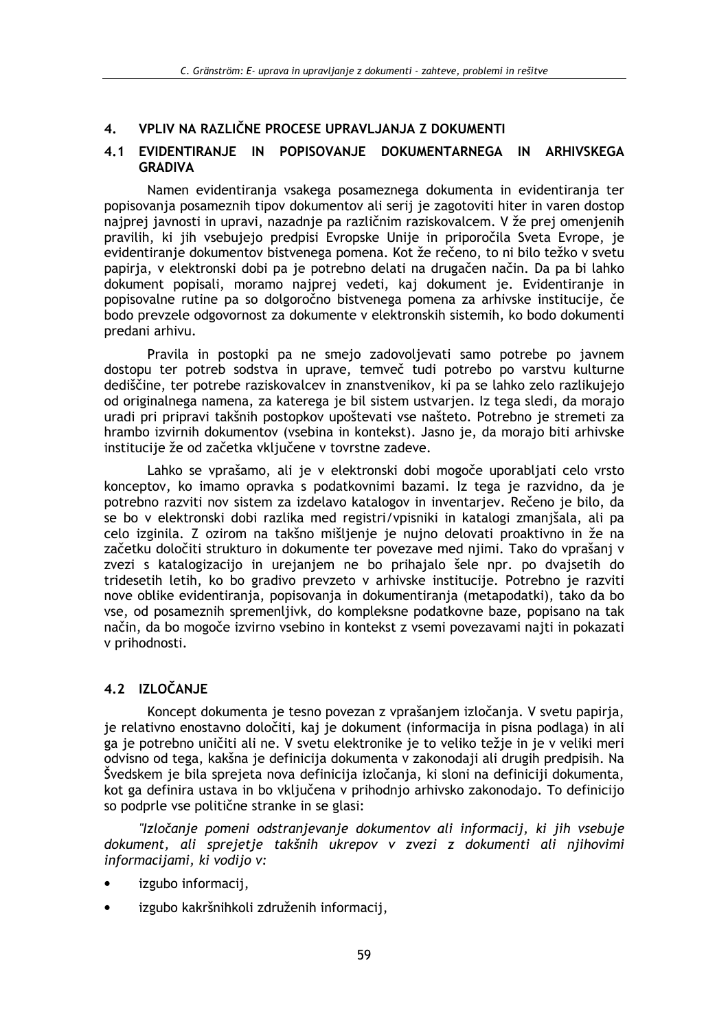## 4. VPLIV NA RAZLIČNE PROCESE UPRAVLJANJA Z DOKUMENTI

### 4.1 EVIDENTIRANJE IN POPISOVANJE DOKUMENTARNEGA IN ARHIVSKEGA GRADIVA

Namen evidentiranja vsakega posameznega dokumenta in evidentiranja ter popisovanja posameznih tipov dokumentov ali serij je zagotoviti hiter in varen dostop najprej javnosti in upravi, nazadnje pa različnim raziskovalcem. V že prej omenjenih pravilih, ki jih vsebujejo predpisi Evropske Unije in priporočila Sveta Evrope, je evidentiranje dokumentov bistvenega pomena. Kot že rečeno, to ni bilo težko v svetu papirja, v elektronski dobi pa je potrebno delati na drugačen način. Da pa bi lahko dokument popisali, moramo najprej vedeti, kaj dokument je. Evidentiranje in popisovalne rutine pa so dolgoročno bistvenega pomena za arhivske institucije, če bodo prevzele odgovornost za dokumente v elektronskih sistemih, ko bodo dokumenti predani arhivu.

Pravila in postopki pa ne smejo zadovoljevati samo potrebe po javnem dostopu ter potreb sodstva in uprave, temveč tudi potrebo po varstvu kulturne dediščine, ter potrebe raziskovalcev in znanstvenikov, ki pa se lahko zelo razlikujejo od originalnega namena, za katerega je bil sistem ustvarjen. Iz tega sledi, da morajo uradi pri pripravi takšnih postopkov upoštevati vse našteto. Potrebno je stremeti za hrambo izvirnih dokumentov (vsebina in kontekst). Jasno je, da morajo biti arhivske institucije že od začetka vključene v tovrstne zadeve.

Lahko se vprašamo, ali je v elektronski dobi mogoče uporabljati celo vrsto konceptov, ko imamo opravka s podatkovnimi bazami. Iz tega je razvidno, da je potrebno razviti nov sistem za izdelavo katalogov in inventarjev. Rečeno je bilo, da se bo v elektronski dobi razlika med registri/vpisniki in katalogi zmanjšala, ali pa celo izginila. Z ozirom na takšno mišljenje je nujno delovati proaktivno in že na začetku določiti strukturo in dokumente ter povezave med njimi. Tako do vprašanj v zvezi s katalogizacijo in urejanjem ne bo prihajalo šele npr. po dvajsetih do tridesetih letih, ko bo gradivo prevzeto v arhivske institucije. Potrebno je razviti nove oblike evidentiranja, popisovanja in dokumentiranja (metapodatki), tako da bo vse, od posameznih spremenljivk, do kompleksne podatkovne baze, popisano na tak način, da bo mogoče izvirno vsebino in kontekst z vsemi povezavami najti in pokazati v prihodnosti.

### 4.2 IZLOČANJE

Koncept dokumenta je tesno povezan z vprašanjem izločanja. V svetu papirja, je relativno enostavno določiti, kaj je dokument (informacija in pisna podlaga) in ali ga je potrebno uničiti ali ne. V svetu elektronike je to veliko težje in je v veliki meri odvisno od tega, kakšna je definicija dokumenta v zakonodaji ali drugih predpisih. Na Švedskem je bila sprejeta nova definicija izločanja, ki sloni na definiciji dokumenta, kot ga definira ustava in bo vključena v prihodnjo arhivsko zakonodajo. To definicijo so podprle vse politične stranke in se glasi:

*"Izločanje pomeni odstranjevanje dokumentov ali informacij, ki jih vsebuje dokument, ali sprejetje takšnih ukrepov v zvezi z dokumenti ali njihovimi informacijami, ki vodijo v:*

- izgubo informacij,
- izgubo kakršnihkoli združenih informacij,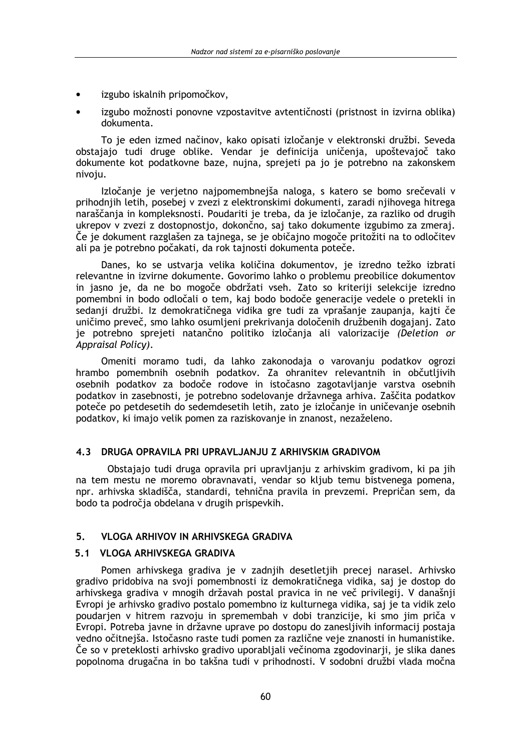- izgubo iskalnih pripomočkov,
- izgubo možnosti ponovne vzpostavitve avtentičnosti (pristnost in izvirna oblika) dokumenta.

To je eden izmed načinov, kako opisati izločanje v elektronski družbi. Seveda obstajajo tudi druge oblike. Vendar je definicija uničenja, upoštevajoč tako dokumente kot podatkovne baze, nujna, sprejeti pa jo je potrebno na zakonskem nivoju.

Izločanje je verjetno najpomembnejša naloga, s katero se bomo srečevali v prihodnjih letih, posebej v zvezi z elektronskimi dokumenti, zaradi njihovega hitrega naraščanja in kompleksnosti. Poudariti je treba, da je izločanje, za razliko od drugih ukrepov v zvezi z dostopnostjo, dokončno, saj tako dokumente izgubimo za zmeraj. Če je dokument razglašen za tajnega, se je običajno mogoče pritožiti na to odločitev ali pa je potrebno počakati, da rok tajnosti dokumenta poteče.

Danes, ko se ustvarja velika količina dokumentov, je izredno težko izbrati relevantne in izvirne dokumente. Govorimo lahko o problemu preobilice dokumentov in jasno je, da ne bo mogoče obdržati vseh. Zato so kriteriji selekcije izredno pomembni in bodo odločali o tem, kaj bodo bodoče generacije vedele o pretekli in sedanji družbi. Iz demokratičnega vidika gre tudi za vprašanje zaupanja, kajti če uničimo preveč, smo lahko osumljeni prekrivanja določenih družbenih dogajanj. Zato je potrebno sprejeti natančno politiko izločanja ali valorizacije *(Deletion or Appraisal Policy)*.

Omeniti moramo tudi, da lahko zakonodaja o varovanju podatkov ogrozi hrambo pomembnih osebnih podatkov. Za ohranitev relevantnih in občutljivih osebnih podatkov za bodoče rodove in istočasno zagotavljanje varstva osebnih podatkov in zasebnosti, je potrebno sodelovanje državnega arhiva. Zaščita podatkov poteče po petdesetih do sedemdesetih letih, zato je izločanje in uničevanje osebnih podatkov, ki imajo velik pomen za raziskovanje in znanost, nezaželeno.

## 4.3 DRUGA OPRAVILA PRI UPRAVLJANJU Z ARHIVSKIM GRADIVOM

Obstajajo tudi druga opravila pri upravljanju z arhivskim gradivom, ki pa jih na tem mestu ne moremo obravnavati, vendar so kljub temu bistvenega pomena, npr. arhivska skladišča, standardi, tehnična pravila in prevzemi. Prepričan sem, da bodo ta področja obdelana v drugih prispevkih.

# 5. VLOGA ARHIVOV IN ARHIVSKEGA GRADIVA

## 5.1 VLOGA ARHIVSKEGA GRADIVA

Pomen arhivskega gradiva je v zadnjih desetletjih precej narasel. Arhivsko gradivo pridobiva na svoji pomembnosti iz demokratičnega vidika, saj je dostop do arhivskega gradiva v mnogih državah postal pravica in ne več privilegij. V današnji Evropi je arhivsko gradivo postalo pomembno iz kulturnega vidika, saj je ta vidik zelo poudarjen v hitrem razvoju in spremembah v dobi tranzicije, ki smo jim priča v Evropi. Potreba javne in državne uprave po dostopu do zanesljivih informacij postaja vedno očitnejša. Istočasno raste tudi pomen za različne veje znanosti in humanistike. Če so v preteklosti arhivsko gradivo uporabljali večinoma zgodovinarji, je slika danes popolnoma drugačna in bo takšna tudi v prihodnosti. V sodobni družbi vlada močna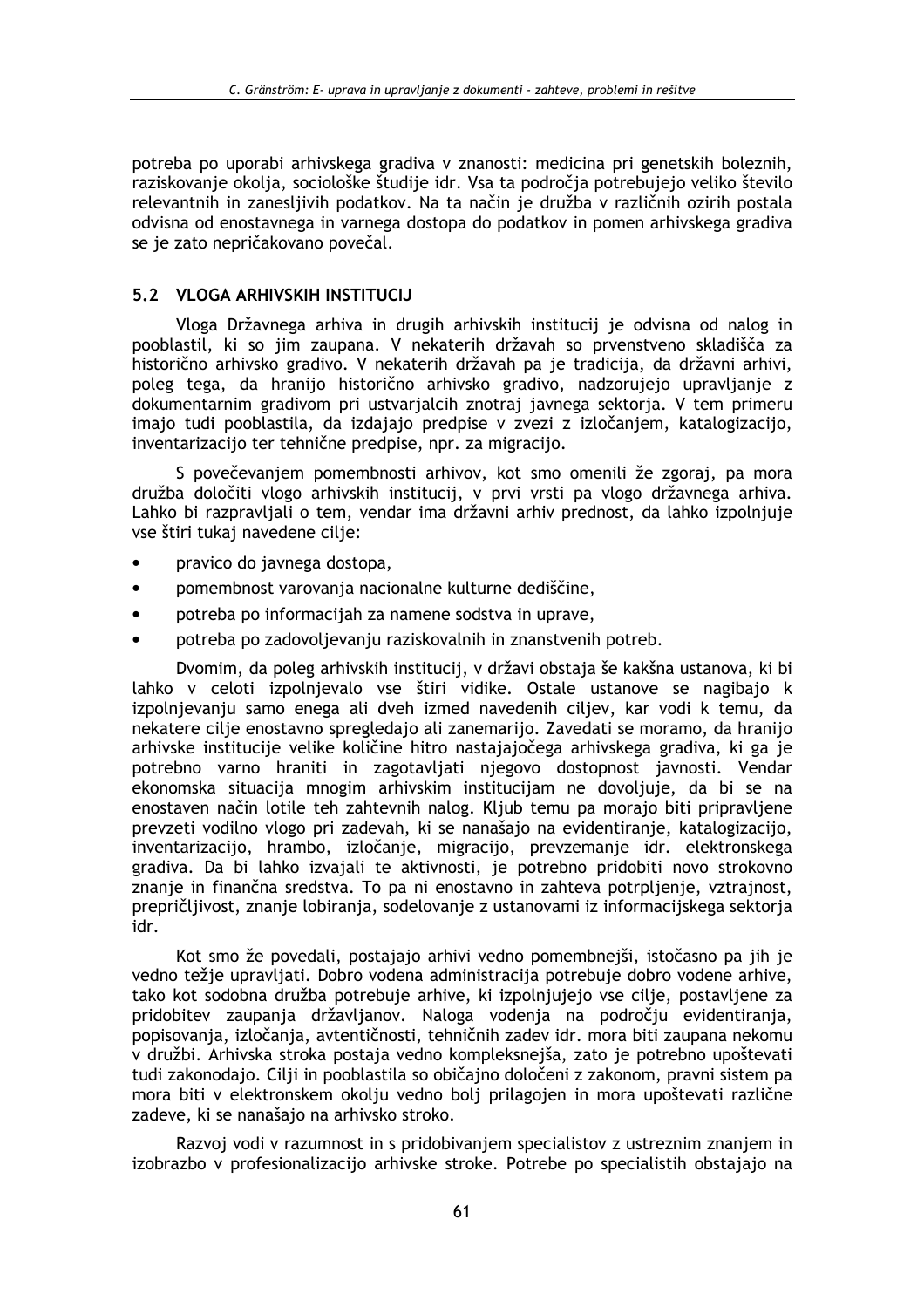potreba po uporabi arhivskega gradiva v znanosti: medicina pri genetskih boleznih, raziskovanje okolja, sociološke študije idr. Vsa ta področja potrebujejo veliko število relevantnih in zanesljivih podatkov. Na ta način je družba v različnih ozirih postala odvisna od enostavnega in varnega dostopa do podatkov in pomen arhivskega gradiva se je zato nepričakovano povečal.

## 5.2 VLOGA ARHIVSKIH INSTITUCIJ

Vloga Državnega arhiva in drugih arhivskih institucij je odvisna od nalog in pooblastil, ki so jim zaupana. V nekaterih državah so prvenstveno skladišča za historično arhivsko gradivo. V nekaterih državah pa je tradicija, da državni arhivi, poleg tega, da hranijo historično arhivsko gradivo, nadzorujejo upravljanje z dokumentarnim gradivom pri ustvarjalcih znotraj javnega sektorja. V tem primeru imajo tudi pooblastila, da izdajajo predpise v zvezi z izločanjem, katalogizacijo, inventarizacijo ter tehnične predpise, npr. za migracijo.

S povečevanjem pomembnosti arhivov, kot smo omenili že zgoraj, pa mora družba določiti vlogo arhivskih institucij, v prvi vrsti pa vlogo državnega arhiva. Lahko bi razpravljali o tem, vendar ima državni arhiv prednost, da lahko izpolnjuje vse štiri tukaj navedene cilje:

- pravico do javnega dostopa,
- pomembnost varovanja nacionalne kulturne dediščine,
- potreba po informacijah za namene sodstva in uprave,
- potreba po zadovoljevanju raziskovalnih in znanstvenih potreb.

Dvomim, da poleg arhivskih institucij, v državi obstaja še kakšna ustanova, ki bi lahko v celoti izpolnjevalo vse štiri vidike. Ostale ustanove se nagibajo k izpolnjevanju samo enega ali dveh izmed navedenih ciljev, kar vodi k temu, da nekatere cilje enostavno spregledajo ali zanemarijo. Zavedati se moramo, da hranijo arhivske institucije velike količine hitro nastajajočega arhivskega gradiva, ki ga je potrebno varno hraniti in zagotavljati njegovo dostopnost javnosti. Vendar ekonomska situacija mnogim arhivskim institucijam ne dovoljuje, da bi se na enostaven način lotile teh zahtevnih nalog. Kljub temu pa morajo biti pripravljene prevzeti vodilno vlogo pri zadevah, ki se nanašajo na evidentiranje, katalogizacijo, inventarizacijo, hrambo, izločanje, migracijo, prevzemanje idr. elektronskega gradiva. Da bi lahko izvajali te aktivnosti, je potrebno pridobiti novo strokovno znanje in finančna sredstva. To pa ni enostavno in zahteva potrpljenje, vztrajnost, prepričljivost, znanje lobiranja, sodelovanje z ustanovami iz informacijskega sektorja idr.

Kot smo že povedali, postajajo arhivi vedno pomembnejši, istočasno pa jih je vedno težje upravljati. Dobro vodena administracija potrebuje dobro vodene arhive, tako kot sodobna družba potrebuje arhive, ki izpolnjujejo vse cilje, postavljene za pridobitev zaupanja državljanov. Naloga vodenja na področju evidentiranja, popisovanja, izločanja, avtentičnosti, tehničnih zadev idr. mora biti zaupana nekomu v družbi. Arhivska stroka postaja vedno kompleksnejša, zato je potrebno upoštevati tudi zakonodajo. Cilji in pooblastila so običajno določeni z zakonom, pravni sistem pa mora biti v elektronskem okolju vedno bolj prilagojen in mora upoštevati različne zadeve, ki se nanašajo na arhivsko stroko.

Razvoj vodi v razumnost in s pridobivanjem specialistov z ustreznim znanjem in izobrazbo v profesionalizacijo arhivske stroke. Potrebe po specialistih obstajajo na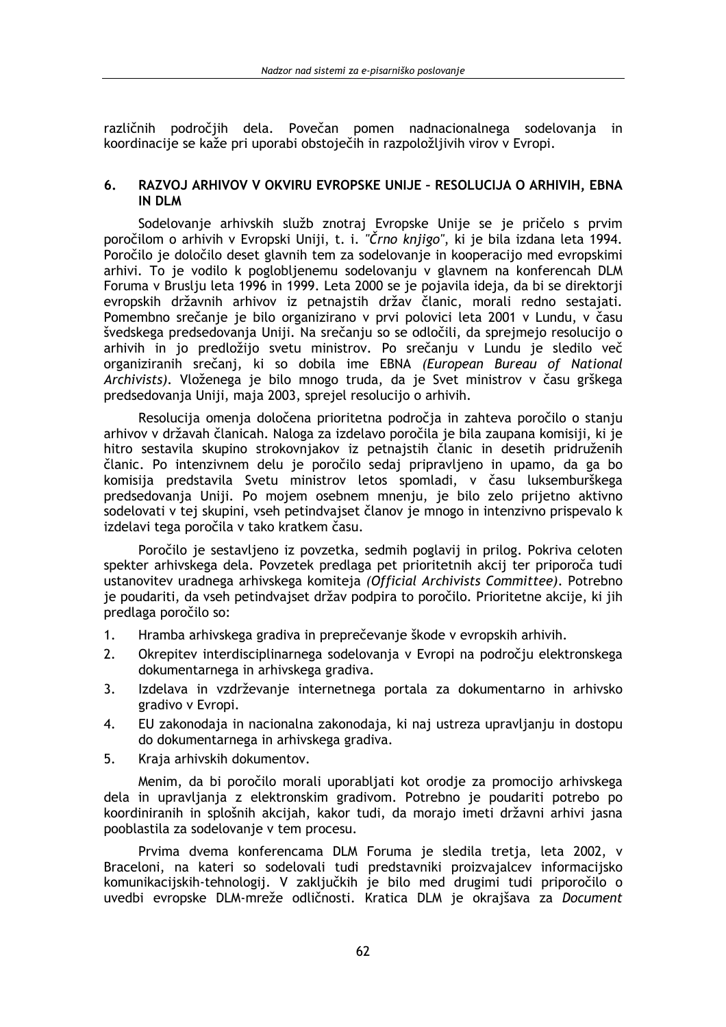različnih področjih dela. Povečan pomen nadnacionalnega sodelovanja in koordinacije se kaže pri uporabi obstoječih in razpoložljivih virov v Evropi.

## 6. RAZVOJ ARHIVOV V OKVIRU EVROPSKE UNIJE – RESOLUCIJA O ARHIVIH, EBNA IN DLM

Sodelovanje arhivskih služb znotraj Evropske Unije se je pričelo s prvim poročilom o arhivih v Evropski Uniji, t. i. *"Črno knjigo"*, ki je bila izdana leta 1994. Poročilo je določilo deset glavnih tem za sodelovanje in kooperacijo med evropskimi arhivi. To je vodilo k poglobljenemu sodelovanju v glavnem na konferencah DLM Foruma v Bruslju leta 1996 in 1999. Leta 2000 se je pojavila ideja, da bi se direktorji evropskih državnih arhivov iz petnajstih držav članic, morali redno sestajati. Pomembno srečanje je bilo organizirano v prvi polovici leta 2001 v Lundu, v času švedskega predsedovanja Uniji. Na srečanju so se odločili, da sprejmejo resolucijo o arhivih in jo predložijo svetu ministrov. Po srečanju v Lundu je sledilo več organiziranih srečanj, ki so dobila ime EBNA *(European Bureau of National Archivists)*. Vloženega je bilo mnogo truda, da je Svet ministrov v času grškega predsedovanja Uniji, maja 2003, sprejel resolucijo o arhivih.

Resolucija omenja določena prioritetna področja in zahteva poročilo o stanju arhivov v državah članicah. Naloga za izdelavo poročila je bila zaupana komisiji, ki je hitro sestavila skupino strokovnjakov iz petnajstih članic in desetih pridruženih članic. Po intenzivnem delu je poročilo sedaj pripravljeno in upamo, da ga bo komisija predstavila Svetu ministrov letos spomladi, v času luksemburškega predsedovanja Uniji. Po mojem osebnem mnenju, je bilo zelo prijetno aktivno sodelovati v tej skupini, vseh petindvajset članov je mnogo in intenzivno prispevalo k izdelavi tega poročila v tako kratkem času.

Poročilo je sestavljeno iz povzetka, sedmih poglavij in prilog. Pokriva celoten spekter arhivskega dela. Povzetek predlaga pet prioritetnih akcij ter priporoča tudi ustanovitev uradnega arhivskega komiteja *(Official Archivists Committee)*. Potrebno je poudariti, da vseh petindvajset držav podpira to poročilo. Prioritetne akcije, ki jih predlaga poročilo so:

1. Hramba arhivskega gradiva in preprečevanje škode v evropskih arhivih.
2. Okrepitev interdisciplinarnega sodelovanja v Evropi na področju elektronskega dokumentarnega in arhivskega gradiva.
3. Izdelava in vzdrževanje internetnega portala za dokumentarno in arhivsko gradivo v Evropi.
4. EU zakonodaja in nacionalna zakonodaja, ki naj ustreza upravljanju in dostopu do dokumentarnega in arhivskega gradiva.
5. Kraja arhivskih dokumentov.

Menim, da bi poročilo morali uporabljati kot orodje za promocijo arhivskega dela in upravljanja z elektronskim gradivom. Potrebno je poudariti potrebo po koordiniranih in splošnih akcijah, kakor tudi, da morajo imeti državni arhivi jasna pooblastila za sodelovanje v tem procesu.

Prvima dvema konferencama DLM Foruma je sledila tretja, leta 2002, v Braceloni, na kateri so sodelovali tudi predstavniki proizvajalcev informacijsko komunikacijskih-tehnologij. V zaključkih je bilo med drugimi tudi priporočilo o uvedbi evropske DLM-mreže odličnosti. Kratica DLM je okrajšava za *Document*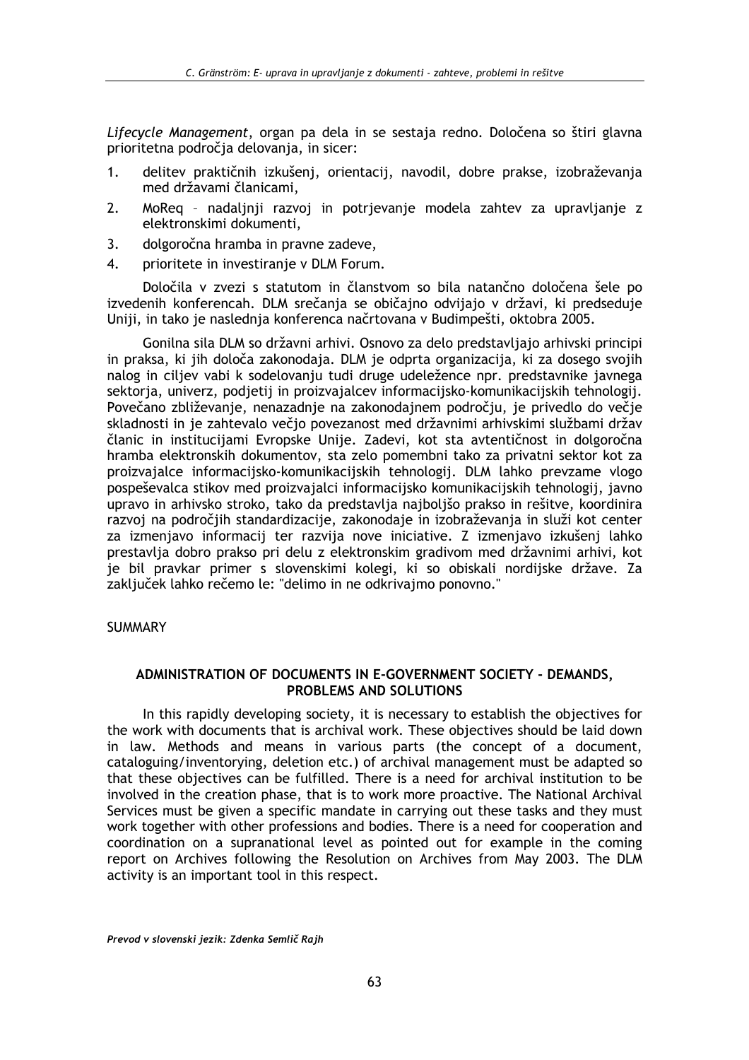*Lifecycle Management*, organ pa dela in se sestaja redno. Določena so štiri glavna prioritetna področja delovanja, in sicer:

1. delitev praktičnih izkušenj, orientacij, navodil, dobre prakse, izobraževanja med državami članicami,
2. MoReq – nadaljnji razvoj in potrjevanje modela zahtev za upravljanje z elektronskimi dokumenti,
3. dolgoročna hramba in pravne zadeve,
4. prioritete in investiranje v DLM Forum.

Določila v zvezi s statutom in članstvom so bila natančno določena šele po izvedenih konferencah. DLM srečanja se običajno odvijajo v državi, ki predseduje Uniji, in tako je naslednja konferenca načrtovana v Budimpešti, oktobra 2005.

Gonilna sila DLM so državni arhivi. Osnovo za delo predstavljajo arhivski principi in praksa, ki jih določa zakonodaja. DLM je odprta organizacija, ki za dosego svojih nalog in ciljev vabi k sodelovanju tudi druge udeležence npr. predstavnike javnega sektorja, univerz, podjetij in proizvajalcev informacijsko-komunikacijskih tehnologij. Povečano zbliževanje, nenazadnje na zakonodajnem področju, je privedlo do večje skladnosti in je zahtevalo večjo povezanost med državnimi arhivskimi službami držav članic in institucijami Evropske Unije. Zadevi, kot sta avtentičnost in dolgoročna hramba elektronskih dokumentov, sta zelo pomembni tako za privatni sektor kot za proizvajalce informacijsko-komunikacijskih tehnologij. DLM lahko prevzame vlogo pospeševalca stikov med proizvajalci informacijsko komunikacijskih tehnologij, javno upravo in arhivsko stroko, tako da predstavlja najboljšo prakso in rešitve, koordinira razvoj na področjih standardizacije, zakonodaje in izobraževanja in služi kot center za izmenjavo informacij ter razvija nove iniciative. Z izmenjavo izkušenj lahko prestavlja dobro prakso pri delu z elektronskim gradivom med državnimi arhivi, kot je bil pravkar primer s slovenskimi kolegi, ki so obiskali nordijske države. Za zaključek lahko rečemo le: "delimo in ne odkrivajmo ponovno."

SUMMARY

## ADMINISTRATION OF DOCUMENTS IN E-GOVERNMENT SOCIETY - DEMANDS, PROBLEMS AND SOLUTIONS

In this rapidly developing society, it is necessary to establish the objectives for the work with documents that is archival work. These objectives should be laid down in law. Methods and means in various parts (the concept of a document, cataloguing/inventorying, deletion etc.) of archival management must be adapted so that these objectives can be fulfilled. There is a need for archival institution to be involved in the creation phase, that is to work more proactive. The National Archival Services must be given a specific mandate in carrying out these tasks and they must work together with other professions and bodies. There is a need for cooperation and coordination on a supranational level as pointed out for example in the coming report on Archives following the Resolution on Archives from May 2003. The DLM activity is an important tool in this respect.

***Prevod v slovenski jezik: Zdenka Semlič Rajh***